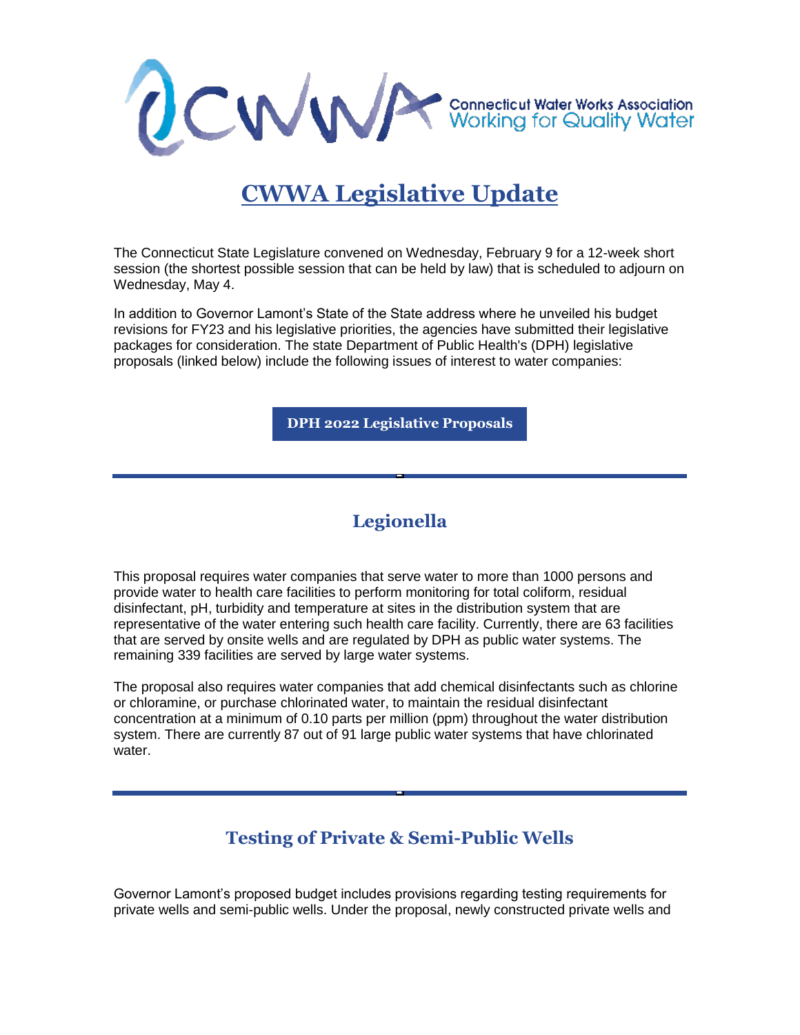Connecticut Water Works Association
Working for Quality Water

# CWWA Legislative Update

The Connecticut State Legislature convened on Wednesday, February 9 for a 12-week short session (the shortest possible session that can be held by law) that is scheduled to adjourn on Wednesday, May 4.

In addition to Governor Lamont's State of the State address where he unveiled his budget revisions for FY23 and his legislative priorities, the agencies have submitted their legislative packages for consideration. The state Department of Public Health's (DPH) legislative proposals (linked below) include the following issues of interest to water companies:

**DPH 2022 Legislative Proposals**

---

## Legionella

This proposal requires water companies that serve water to more than 1000 persons and provide water to health care facilities to perform monitoring for total coliform, residual disinfectant, pH, turbidity and temperature at sites in the distribution system that are representative of the water entering such health care facility. Currently, there are 63 facilities that are served by onsite wells and are regulated by DPH as public water systems. The remaining 339 facilities are served by large water systems.

The proposal also requires water companies that add chemical disinfectants such as chlorine or chloramine, or purchase chlorinated water, to maintain the residual disinfectant concentration at a minimum of 0.10 parts per million (ppm) throughout the water distribution system. There are currently 87 out of 91 large public water systems that have chlorinated water.

---

## Testing of Private & Semi-Public Wells

Governor Lamont's proposed budget includes provisions regarding testing requirements for private wells and semi-public wells. Under the proposal, newly constructed private wells and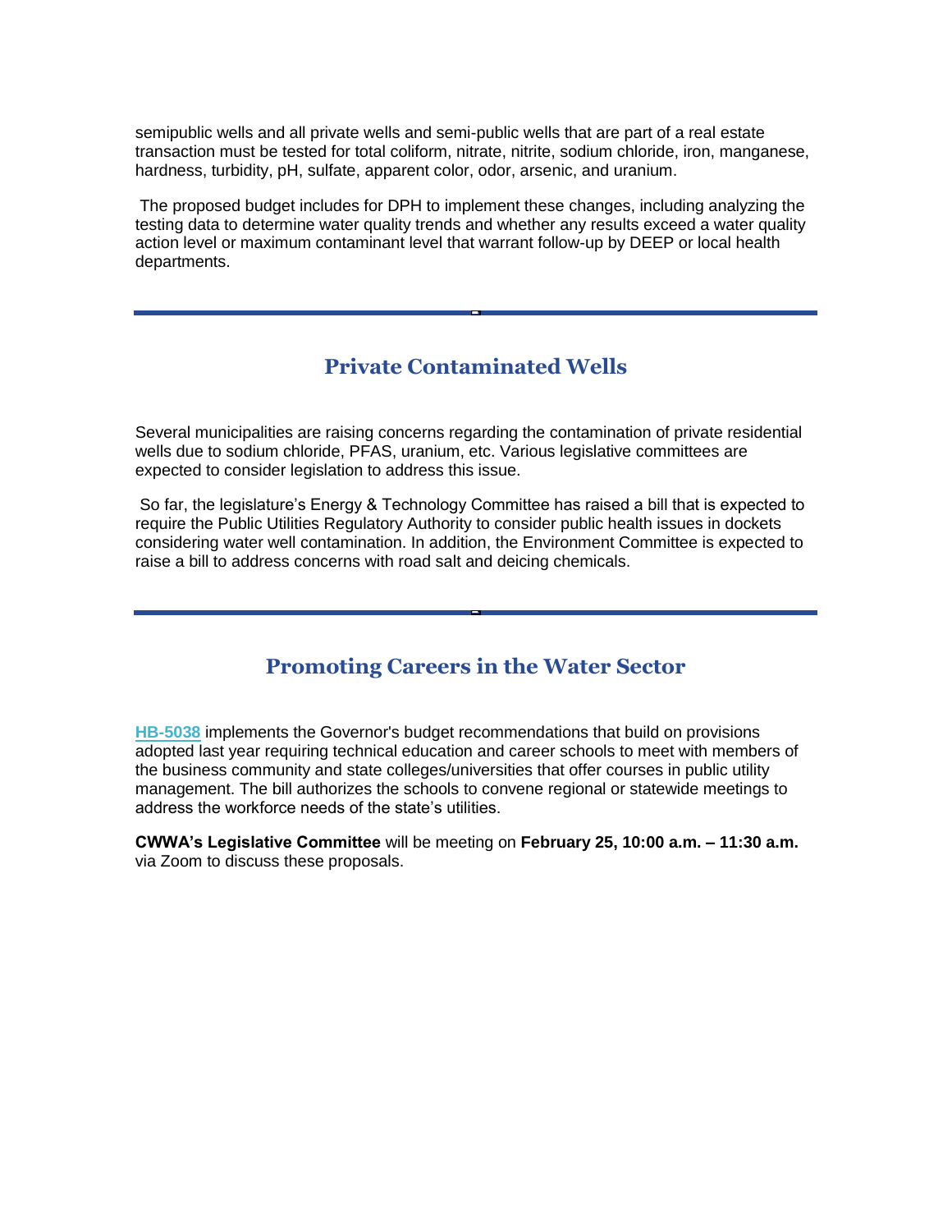semipublic wells and all private wells and semi-public wells that are part of a real estate transaction must be tested for total coliform, nitrate, nitrite, sodium chloride, iron, manganese, hardness, turbidity, pH, sulfate, apparent color, odor, arsenic, and uranium.

The proposed budget includes for DPH to implement these changes, including analyzing the testing data to determine water quality trends and whether any results exceed a water quality action level or maximum contaminant level that warrant follow-up by DEEP or local health departments.

---

## Private Contaminated Wells

Several municipalities are raising concerns regarding the contamination of private residential wells due to sodium chloride, PFAS, uranium, etc. Various legislative committees are expected to consider legislation to address this issue.

So far, the legislature's Energy & Technology Committee has raised a bill that is expected to require the Public Utilities Regulatory Authority to consider public health issues in dockets considering water well contamination. In addition, the Environment Committee is expected to raise a bill to address concerns with road salt and deicing chemicals.

---

## Promoting Careers in the Water Sector

**HB-5038** implements the Governor's budget recommendations that build on provisions adopted last year requiring technical education and career schools to meet with members of the business community and state colleges/universities that offer courses in public utility management. The bill authorizes the schools to convene regional or statewide meetings to address the workforce needs of the state's utilities.

**CWWA's Legislative Committee** will be meeting on **February 25, 10:00 a.m. – 11:30 a.m.** via Zoom to discuss these proposals.